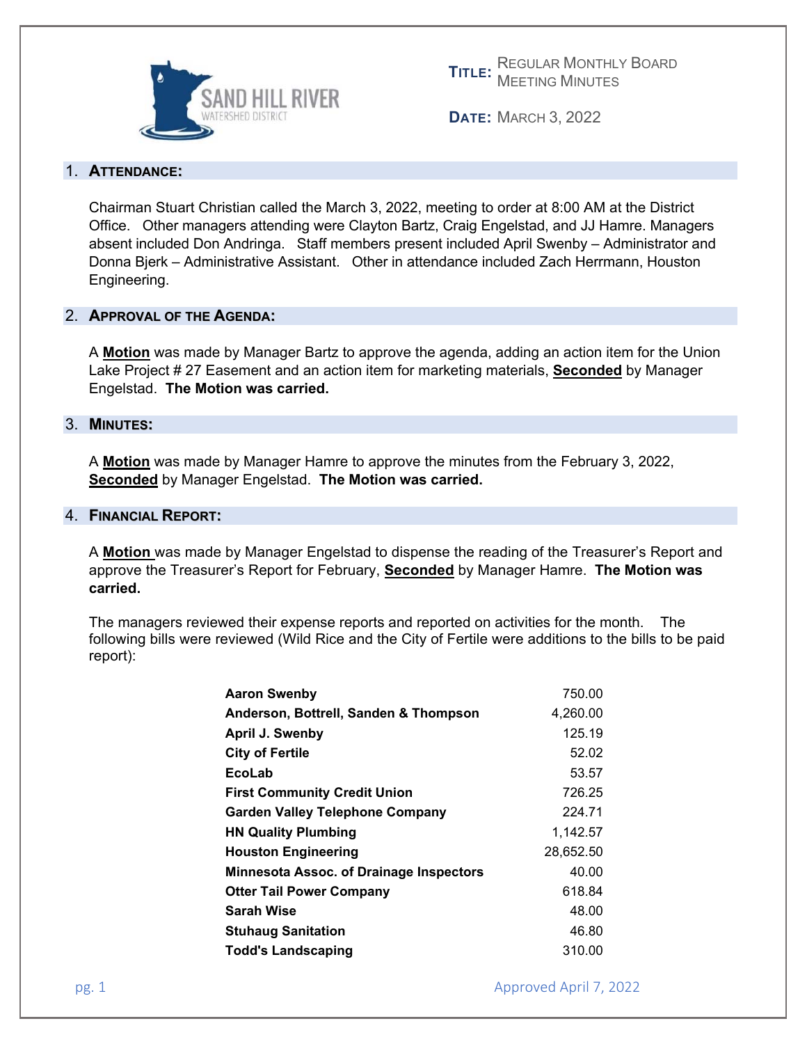SAND HILL RIVER WATERSHED DISTRICT

**TITLE:** REGULAR MONTHLY BOARD MEETING MINUTES

**DATE:** MARCH 3, 2022

## 1. ATTENDANCE:

Chairman Stuart Christian called the March 3, 2022, meeting to order at 8:00 AM at the District Office. Other managers attending were Clayton Bartz, Craig Engelstad, and JJ Hamre. Managers absent included Don Andringa. Staff members present included April Swenby – Administrator and Donna Bjerk – Administrative Assistant. Other in attendance included Zach Herrmann, Houston Engineering.

## 2. APPROVAL OF THE AGENDA:

A **Motion** was made by Manager Bartz to approve the agenda, adding an action item for the Union Lake Project # 27 Easement and an action item for marketing materials, **Seconded** by Manager Engelstad. **The Motion was carried.**

## 3. MINUTES:

A **Motion** was made by Manager Hamre to approve the minutes from the February 3, 2022, **Seconded** by Manager Engelstad. **The Motion was carried.**

## 4. FINANCIAL REPORT:

A **Motion** was made by Manager Engelstad to dispense the reading of the Treasurer's Report and approve the Treasurer's Report for February, **Seconded** by Manager Hamre. **The Motion was carried.**

The managers reviewed their expense reports and reported on activities for the month. The following bills were reviewed (Wild Rice and the City of Fertile were additions to the bills to be paid report):

| | |
|---|---|
| **Aaron Swenby** | 750.00 |
| **Anderson, Bottrell, Sanden & Thompson** | 4,260.00 |
| **April J. Swenby** | 125.19 |
| **City of Fertile** | 52.02 |
| **EcoLab** | 53.57 |
| **First Community Credit Union** | 726.25 |
| **Garden Valley Telephone Company** | 224.71 |
| **HN Quality Plumbing** | 1,142.57 |
| **Houston Engineering** | 28,652.50 |
| **Minnesota Assoc. of Drainage Inspectors** | 40.00 |
| **Otter Tail Power Company** | 618.84 |
| **Sarah Wise** | 48.00 |
| **Stuhaug Sanitation** | 46.80 |
| **Todd's Landscaping** | 310.00 |

Approved April 7, 2022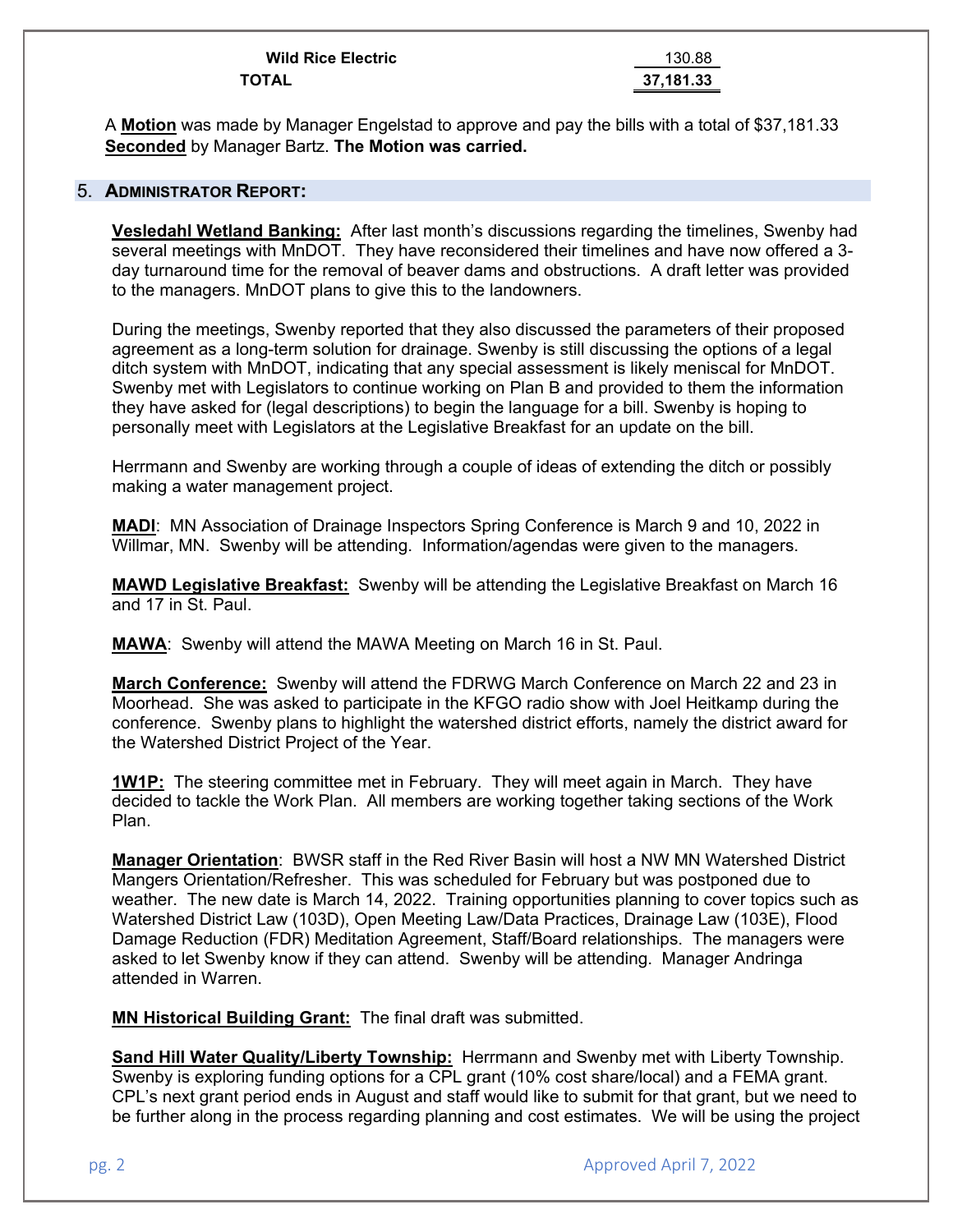| | |
|---|---|
| **Wild Rice Electric** | 130.88 |
| **TOTAL** | **37,181.33** |

A **Motion** was made by Manager Engelstad to approve and pay the bills with a total of $37,181.33 **Seconded** by Manager Bartz. **The Motion was carried.**

## 5. ADMINISTRATOR REPORT:

**Vesledahl Wetland Banking:** After last month's discussions regarding the timelines, Swenby had several meetings with MnDOT. They have reconsidered their timelines and have now offered a 3-day turnaround time for the removal of beaver dams and obstructions. A draft letter was provided to the managers. MnDOT plans to give this to the landowners.

During the meetings, Swenby reported that they also discussed the parameters of their proposed agreement as a long-term solution for drainage. Swenby is still discussing the options of a legal ditch system with MnDOT, indicating that any special assessment is likely meniscal for MnDOT. Swenby met with Legislators to continue working on Plan B and provided to them the information they have asked for (legal descriptions) to begin the language for a bill. Swenby is hoping to personally meet with Legislators at the Legislative Breakfast for an update on the bill.

Herrmann and Swenby are working through a couple of ideas of extending the ditch or possibly making a water management project.

**MADI**: MN Association of Drainage Inspectors Spring Conference is March 9 and 10, 2022 in Willmar, MN. Swenby will be attending. Information/agendas were given to the managers.

**MAWD Legislative Breakfast:** Swenby will be attending the Legislative Breakfast on March 16 and 17 in St. Paul.

**MAWA**: Swenby will attend the MAWA Meeting on March 16 in St. Paul.

**March Conference:** Swenby will attend the FDRWG March Conference on March 22 and 23 in Moorhead. She was asked to participate in the KFGO radio show with Joel Heitkamp during the conference. Swenby plans to highlight the watershed district efforts, namely the district award for the Watershed District Project of the Year.

**1W1P:** The steering committee met in February. They will meet again in March. They have decided to tackle the Work Plan. All members are working together taking sections of the Work Plan.

**Manager Orientation**: BWSR staff in the Red River Basin will host a NW MN Watershed District Mangers Orientation/Refresher. This was scheduled for February but was postponed due to weather. The new date is March 14, 2022. Training opportunities planning to cover topics such as Watershed District Law (103D), Open Meeting Law/Data Practices, Drainage Law (103E), Flood Damage Reduction (FDR) Meditation Agreement, Staff/Board relationships. The managers were asked to let Swenby know if they can attend. Swenby will be attending. Manager Andringa attended in Warren.

**MN Historical Building Grant:** The final draft was submitted.

**Sand Hill Water Quality/Liberty Township:** Herrmann and Swenby met with Liberty Township. Swenby is exploring funding options for a CPL grant (10% cost share/local) and a FEMA grant. CPL's next grant period ends in August and staff would like to submit for that grant, but we need to be further along in the process regarding planning and cost estimates. We will be using the project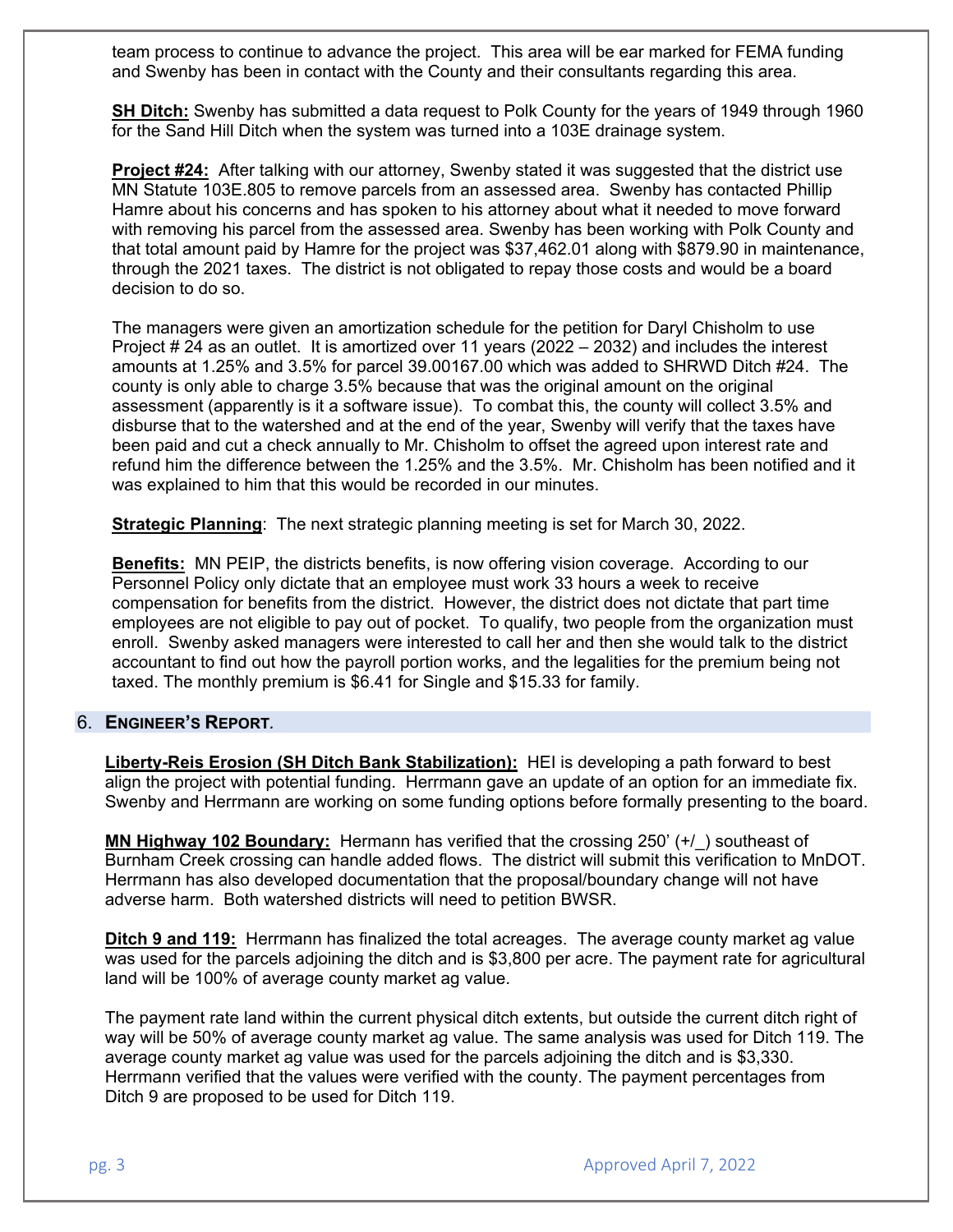team process to continue to advance the project. This area will be ear marked for FEMA funding and Swenby has been in contact with the County and their consultants regarding this area.

**SH Ditch:** Swenby has submitted a data request to Polk County for the years of 1949 through 1960 for the Sand Hill Ditch when the system was turned into a 103E drainage system.

**Project #24:** After talking with our attorney, Swenby stated it was suggested that the district use MN Statute 103E.805 to remove parcels from an assessed area. Swenby has contacted Phillip Hamre about his concerns and has spoken to his attorney about what it needed to move forward with removing his parcel from the assessed area. Swenby has been working with Polk County and that total amount paid by Hamre for the project was $37,462.01 along with $879.90 in maintenance, through the 2021 taxes. The district is not obligated to repay those costs and would be a board decision to do so.

The managers were given an amortization schedule for the petition for Daryl Chisholm to use Project # 24 as an outlet. It is amortized over 11 years (2022 – 2032) and includes the interest amounts at 1.25% and 3.5% for parcel 39.00167.00 which was added to SHRWD Ditch #24. The county is only able to charge 3.5% because that was the original amount on the original assessment (apparently is it a software issue). To combat this, the county will collect 3.5% and disburse that to the watershed and at the end of the year, Swenby will verify that the taxes have been paid and cut a check annually to Mr. Chisholm to offset the agreed upon interest rate and refund him the difference between the 1.25% and the 3.5%. Mr. Chisholm has been notified and it was explained to him that this would be recorded in our minutes.

**Strategic Planning**: The next strategic planning meeting is set for March 30, 2022.

**Benefits:** MN PEIP, the districts benefits, is now offering vision coverage. According to our Personnel Policy only dictate that an employee must work 33 hours a week to receive compensation for benefits from the district. However, the district does not dictate that part time employees are not eligible to pay out of pocket. To qualify, two people from the organization must enroll. Swenby asked managers were interested to call her and then she would talk to the district accountant to find out how the payroll portion works, and the legalities for the premium being not taxed. The monthly premium is $6.41 for Single and $15.33 for family.

## 6. ENGINEER'S REPORT.

**Liberty-Reis Erosion (SH Ditch Bank Stabilization):** HEI is developing a path forward to best align the project with potential funding. Herrmann gave an update of an option for an immediate fix. Swenby and Herrmann are working on some funding options before formally presenting to the board.

**MN Highway 102 Boundary:** Hermann has verified that the crossing 250' (+/_) southeast of Burnham Creek crossing can handle added flows. The district will submit this verification to MnDOT. Herrmann has also developed documentation that the proposal/boundary change will not have adverse harm. Both watershed districts will need to petition BWSR.

**Ditch 9 and 119:** Herrmann has finalized the total acreages. The average county market ag value was used for the parcels adjoining the ditch and is $3,800 per acre. The payment rate for agricultural land will be 100% of average county market ag value.

The payment rate land within the current physical ditch extents, but outside the current ditch right of way will be 50% of average county market ag value. The same analysis was used for Ditch 119. The average county market ag value was used for the parcels adjoining the ditch and is $3,330. Herrmann verified that the values were verified with the county. The payment percentages from Ditch 9 are proposed to be used for Ditch 119.

Approved April 7, 2022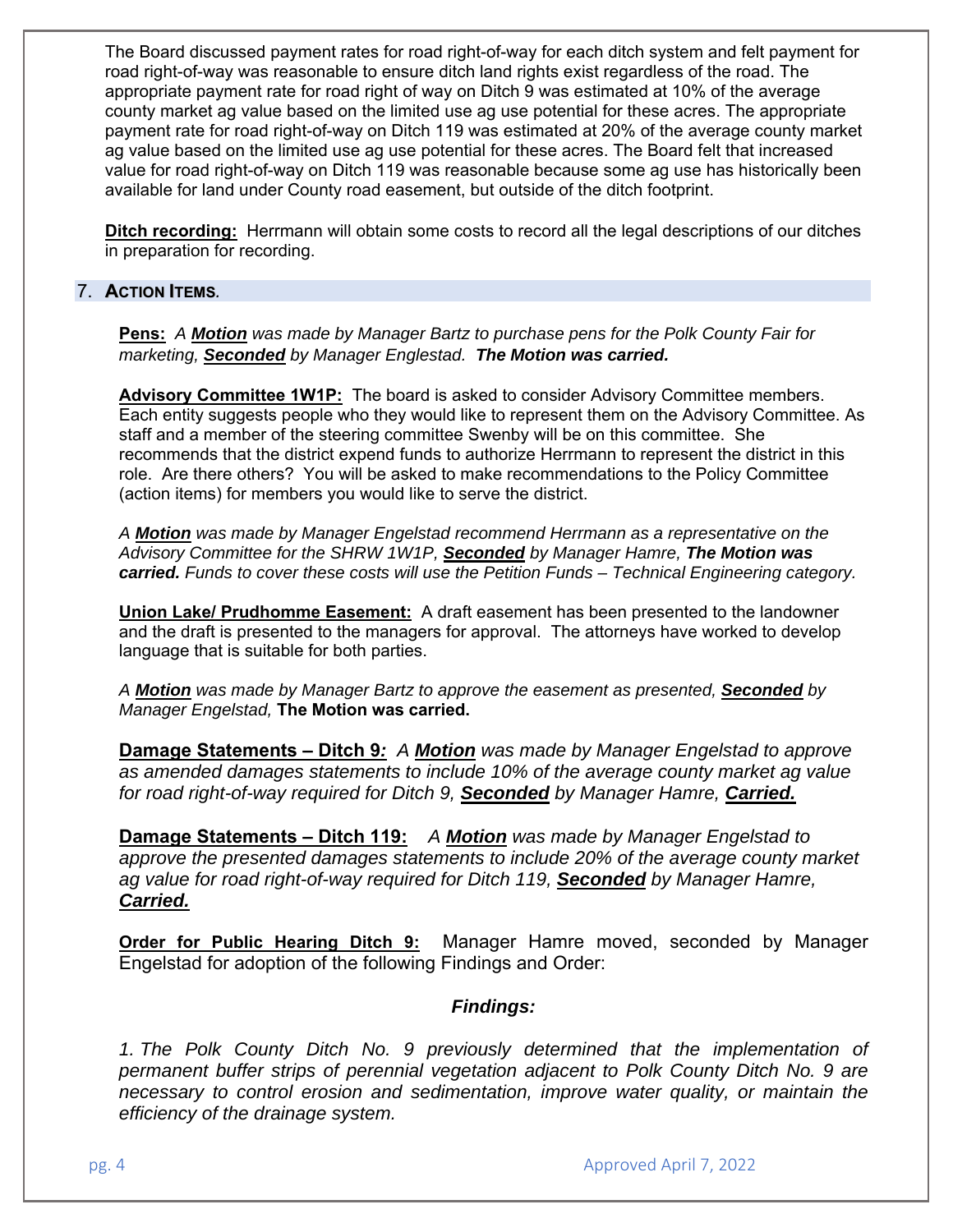The Board discussed payment rates for road right-of-way for each ditch system and felt payment for road right-of-way was reasonable to ensure ditch land rights exist regardless of the road. The appropriate payment rate for road right of way on Ditch 9 was estimated at 10% of the average county market ag value based on the limited use ag use potential for these acres. The appropriate payment rate for road right-of-way on Ditch 119 was estimated at 20% of the average county market ag value based on the limited use ag use potential for these acres. The Board felt that increased value for road right-of-way on Ditch 119 was reasonable because some ag use has historically been available for land under County road easement, but outside of the ditch footprint.

**Ditch recording:** Herrmann will obtain some costs to record all the legal descriptions of our ditches in preparation for recording.

## 7. ACTION ITEMS.

**Pens:** *A **Motion** was made by Manager Bartz to purchase pens for the Polk County Fair for marketing, **Seconded** by Manager Englestad. **The Motion was carried.***

**Advisory Committee 1W1P:** The board is asked to consider Advisory Committee members. Each entity suggests people who they would like to represent them on the Advisory Committee. As staff and a member of the steering committee Swenby will be on this committee. She recommends that the district expend funds to authorize Herrmann to represent the district in this role. Are there others? You will be asked to make recommendations to the Policy Committee (action items) for members you would like to serve the district.

*A **Motion** was made by Manager Engelstad recommend Herrmann as a representative on the Advisory Committee for the SHRW 1W1P, **Seconded** by Manager Hamre, **The Motion was carried.** Funds to cover these costs will use the Petition Funds – Technical Engineering category.*

**Union Lake/ Prudhomme Easement:** A draft easement has been presented to the landowner and the draft is presented to the managers for approval. The attorneys have worked to develop language that is suitable for both parties.

*A **Motion** was made by Manager Bartz to approve the easement as presented, **Seconded** by Manager Engelstad,* **The Motion was carried.**

**Damage Statements – Ditch 9:** *A **Motion** was made by Manager Engelstad to approve as amended damages statements to include 10% of the average county market ag value for road right-of-way required for Ditch 9, **Seconded** by Manager Hamre, **Carried.***

**Damage Statements – Ditch 119:** *A **Motion** was made by Manager Engelstad to approve the presented damages statements to include 20% of the average county market ag value for road right-of-way required for Ditch 119, **Seconded** by Manager Hamre, **Carried.***

**Order for Public Hearing Ditch 9:** Manager Hamre moved, seconded by Manager Engelstad for adoption of the following Findings and Order:

***Findings:***

*1. The Polk County Ditch No. 9 previously determined that the implementation of permanent buffer strips of perennial vegetation adjacent to Polk County Ditch No. 9 are necessary to control erosion and sedimentation, improve water quality, or maintain the efficiency of the drainage system.*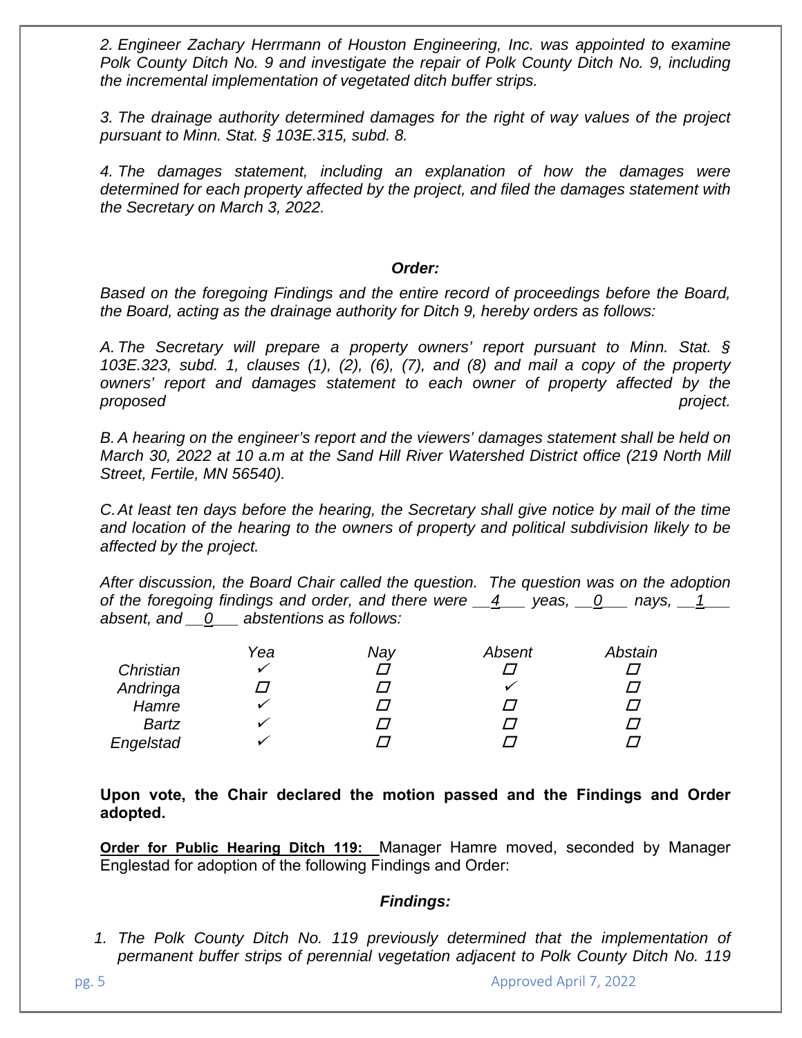*2. Engineer Zachary Herrmann of Houston Engineering, Inc. was appointed to examine Polk County Ditch No. 9 and investigate the repair of Polk County Ditch No. 9, including the incremental implementation of vegetated ditch buffer strips.*

*3. The drainage authority determined damages for the right of way values of the project pursuant to Minn. Stat. § 103E.315, subd. 8.*

*4. The damages statement, including an explanation of how the damages were determined for each property affected by the project, and filed the damages statement with the Secretary on March 3, 2022.*

***Order:***

*Based on the foregoing Findings and the entire record of proceedings before the Board, the Board, acting as the drainage authority for Ditch 9, hereby orders as follows:*

*A. The Secretary will prepare a property owners' report pursuant to Minn. Stat. § 103E.323, subd. 1, clauses (1), (2), (6), (7), and (8) and mail a copy of the property owners' report and damages statement to each owner of property affected by the proposed project.*

*B. A hearing on the engineer's report and the viewers' damages statement shall be held on March 30, 2022 at 10 a.m at the Sand Hill River Watershed District office (219 North Mill Street, Fertile, MN 56540).*

*C. At least ten days before the hearing, the Secretary shall give notice by mail of the time and location of the hearing to the owners of property and political subdivision likely to be affected by the project.*

*After discussion, the Board Chair called the question. The question was on the adoption of the foregoing findings and order, and there were \_\_4\_\_\_ yeas, \_\_0\_\_\_ nays, \_\_1\_\_\_ absent, and \_\_0\_\_\_ abstentions as follows:*

| | Yea | Nay | Absent | Abstain |
|---|---|---|---|---|
| Christian | ✓ | ☐ | ☐ | ☐ |
| Andringa | ☐ | ☐ | ✓ | ☐ |
| Hamre | ✓ | ☐ | ☐ | ☐ |
| Bartz | ✓ | ☐ | ☐ | ☐ |
| Engelstad | ✓ | ☐ | ☐ | ☐ |

**Upon vote, the Chair declared the motion passed and the Findings and Order adopted.**

**<u>Order for Public Hearing Ditch 119:</u>** Manager Hamre moved, seconded by Manager Englestad for adoption of the following Findings and Order:

***Findings:***

1. *The Polk County Ditch No. 119 previously determined that the implementation of permanent buffer strips of perennial vegetation adjacent to Polk County Ditch No. 119*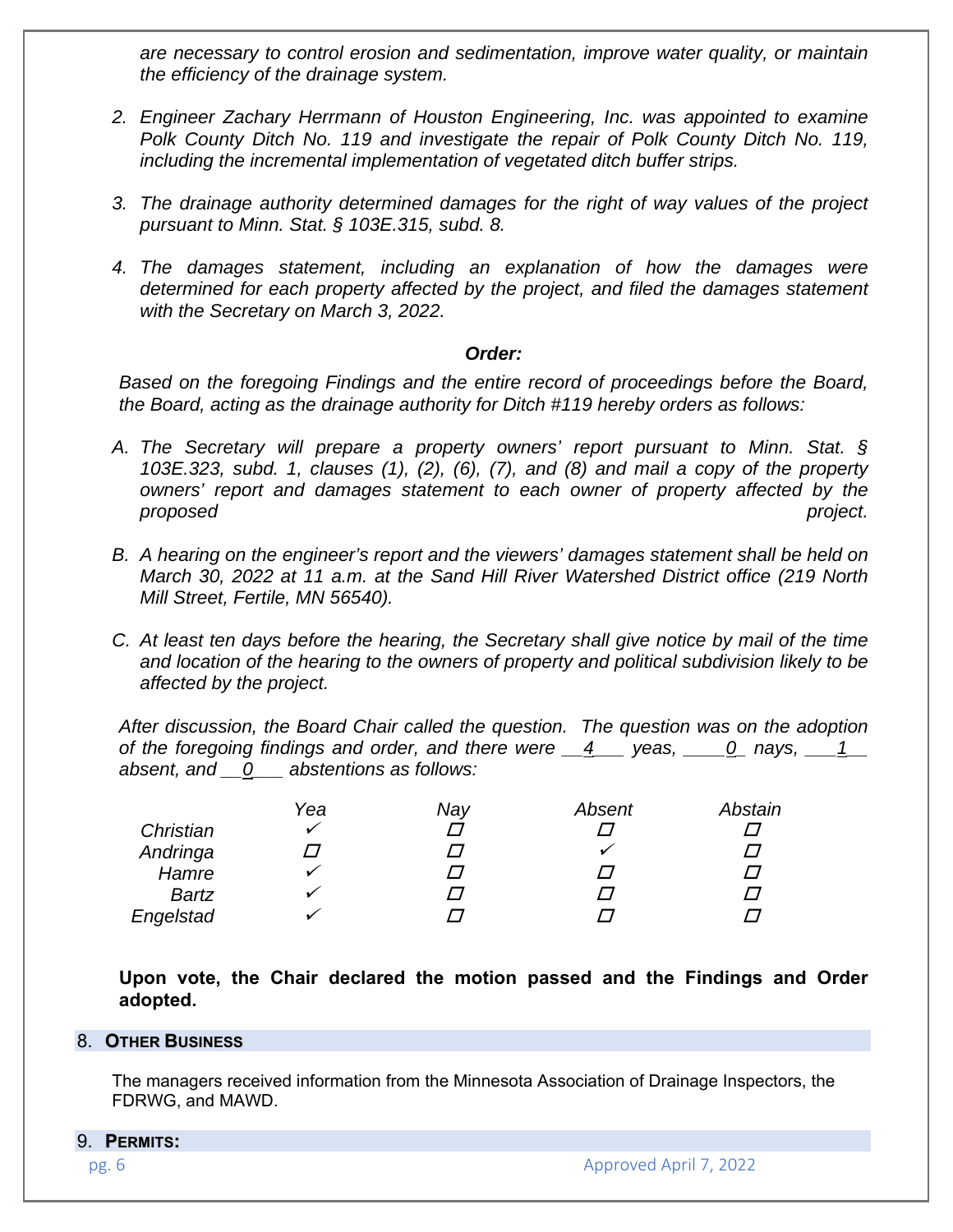*are necessary to control erosion and sedimentation, improve water quality, or maintain the efficiency of the drainage system.*

2. *Engineer Zachary Herrmann of Houston Engineering, Inc. was appointed to examine Polk County Ditch No. 119 and investigate the repair of Polk County Ditch No. 119, including the incremental implementation of vegetated ditch buffer strips.*

3. *The drainage authority determined damages for the right of way values of the project pursuant to Minn. Stat. § 103E.315, subd. 8.*

4. *The damages statement, including an explanation of how the damages were determined for each property affected by the project, and filed the damages statement with the Secretary on March 3, 2022.*

***Order:***

*Based on the foregoing Findings and the entire record of proceedings before the Board, the Board, acting as the drainage authority for Ditch #119 hereby orders as follows:*

A. *The Secretary will prepare a property owners' report pursuant to Minn. Stat. § 103E.323, subd. 1, clauses (1), (2), (6), (7), and (8) and mail a copy of the property owners' report and damages statement to each owner of property affected by the proposed project.*

B. *A hearing on the engineer's report and the viewers' damages statement shall be held on March 30, 2022 at 11 a.m. at the Sand Hill River Watershed District office (219 North Mill Street, Fertile, MN 56540).*

C. *At least ten days before the hearing, the Secretary shall give notice by mail of the time and location of the hearing to the owners of property and political subdivision likely to be affected by the project.*

*After discussion, the Board Chair called the question. The question was on the adoption of the foregoing findings and order, and there were __4___ yeas, ____0_ nays, ___1__ absent, and __0___ abstentions as follows:*

| | Yea | Nay | Absent | Abstain |
|---|---|---|---|---|
| Christian | ✓ | ☐ | ☐ | ☐ |
| Andringa | ☐ | ☐ | ✓ | ☐ |
| Hamre | ✓ | ☐ | ☐ | ☐ |
| Bartz | ✓ | ☐ | ☐ | ☐ |
| Engelstad | ✓ | ☐ | ☐ | ☐ |

**Upon vote, the Chair declared the motion passed and the Findings and Order adopted.**

## 8. OTHER BUSINESS

The managers received information from the Minnesota Association of Drainage Inspectors, the FDRWG, and MAWD.

## 9. PERMITS:

Approved April 7, 2022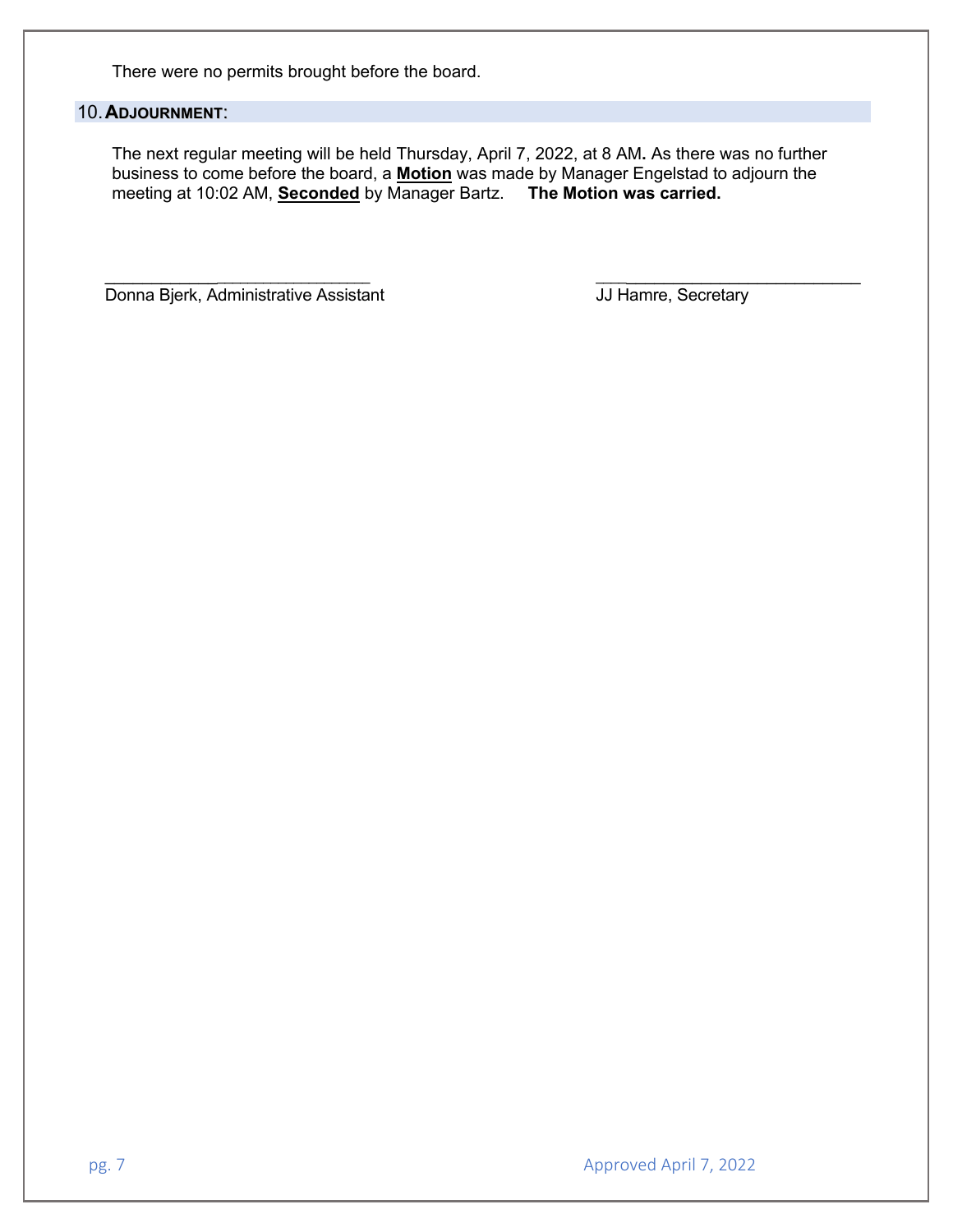There were no permits brought before the board.

## 10. ADJOURNMENT:

The next regular meeting will be held Thursday, April 7, 2022, at 8 AM**.** As there was no further business to come before the board, a **Motion** was made by Manager Engelstad to adjourn the meeting at 10:02 AM, **Seconded** by Manager Bartz. **The Motion was carried.**

_____________________________
Donna Bjerk, Administrative Assistant

_____________________________
JJ Hamre, Secretary

Approved April 7, 2022